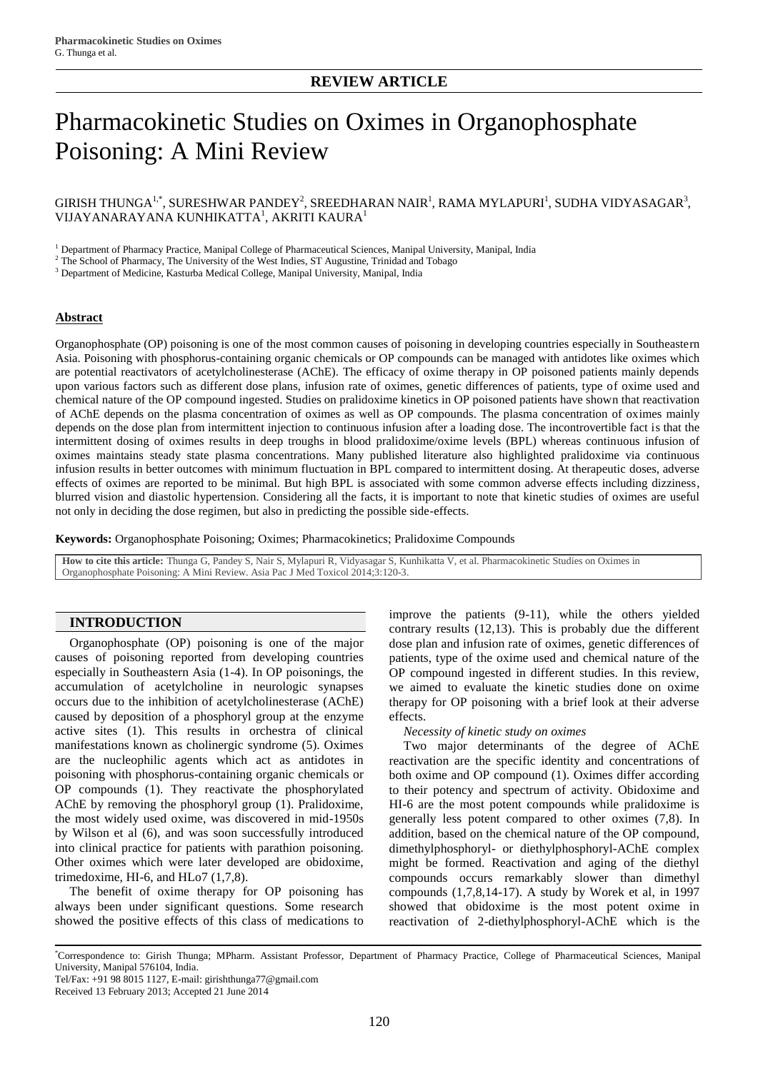**REVIEW ARTICLE**

# Pharmacokinetic Studies on Oximes in Organophosphate Poisoning: A Mini Review

GIRISH THUNGA[1,*], SURESHWAR PANDEY[2], SREEDHARAN NAIR[1], RAMA MYLAPURI[1], SUDHA VIDYASAGAR[3], VIJAYANARAYANA KUNHIKATTA[1], AKRITI KAURA[1]

[1] Department of Pharmacy Practice, Manipal College of Pharmaceutical Sciences, Manipal University, Manipal, India
[2] The School of Pharmacy, The University of the West Indies, ST Augustine, Trinidad and Tobago
[3] Department of Medicine, Kasturba Medical College, Manipal University, Manipal, India

## Abstract

Organophosphate (OP) poisoning is one of the most common causes of poisoning in developing countries especially in Southeastern Asia. Poisoning with phosphorus-containing organic chemicals or OP compounds can be managed with antidotes like oximes which are potential reactivators of acetylcholinesterase (AChE). The efficacy of oxime therapy in OP poisoned patients mainly depends upon various factors such as different dose plans, infusion rate of oximes, genetic differences of patients, type of oxime used and chemical nature of the OP compound ingested. Studies on pralidoxime kinetics in OP poisoned patients have shown that reactivation of AChE depends on the plasma concentration of oximes as well as OP compounds. The plasma concentration of oximes mainly depends on the dose plan from intermittent injection to continuous infusion after a loading dose. The incontrovertible fact is that the intermittent dosing of oximes results in deep troughs in blood pralidoxime/oxime levels (BPL) whereas continuous infusion of oximes maintains steady state plasma concentrations. Many published literature also highlighted pralidoxime via continuous infusion results in better outcomes with minimum fluctuation in BPL compared to intermittent dosing. At therapeutic doses, adverse effects of oximes are reported to be minimal. But high BPL is associated with some common adverse effects including dizziness, blurred vision and diastolic hypertension. Considering all the facts, it is important to note that kinetic studies of oximes are useful not only in deciding the dose regimen, but also in predicting the possible side-effects.

**Keywords:** Organophosphate Poisoning; Oximes; Pharmacokinetics; Pralidoxime Compounds

**How to cite this article:** Thunga G, Pandey S, Nair S, Mylapuri R, Vidyasagar S, Kunhikatta V, et al. Pharmacokinetic Studies on Oximes in Organophosphate Poisoning: A Mini Review. Asia Pac J Med Toxicol 2014;3:120-3.

## INTRODUCTION

Organophosphate (OP) poisoning is one of the major causes of poisoning reported from developing countries especially in Southeastern Asia (1-4). In OP poisonings, the accumulation of acetylcholine in neurologic synapses occurs due to the inhibition of acetylcholinesterase (AChE) caused by deposition of a phosphoryl group at the enzyme active sites (1). This results in orchestra of clinical manifestations known as cholinergic syndrome (5). Oximes are the nucleophilic agents which act as antidotes in poisoning with phosphorus-containing organic chemicals or OP compounds (1). They reactivate the phosphorylated AChE by removing the phosphoryl group (1). Pralidoxime, the most widely used oxime, was discovered in mid-1950s by Wilson et al (6), and was soon successfully introduced into clinical practice for patients with parathion poisoning. Other oximes which were later developed are obidoxime, trimedoxime, HI-6, and HLo7 (1,7,8).

The benefit of oxime therapy for OP poisoning has always been under significant questions. Some research showed the positive effects of this class of medications to improve the patients (9-11), while the others yielded contrary results (12,13). This is probably due the different dose plan and infusion rate of oximes, genetic differences of patients, type of the oxime used and chemical nature of the OP compound ingested in different studies. In this review, we aimed to evaluate the kinetic studies done on oxime therapy for OP poisoning with a brief look at their adverse effects.

*Necessity of kinetic study on oximes*

Two major determinants of the degree of AChE reactivation are the specific identity and concentrations of both oxime and OP compound (1). Oximes differ according to their potency and spectrum of activity. Obidoxime and HI-6 are the most potent compounds while pralidoxime is generally less potent compared to other oximes (7,8). In addition, based on the chemical nature of the OP compound, dimethylphosphoryl- or diethylphosphoryl-AChE complex might be formed. Reactivation and aging of the diethyl compounds occurs remarkably slower than dimethyl compounds (1,7,8,14-17). A study by Worek et al, in 1997 showed that obidoxime is the most potent oxime in reactivation of 2-diethylphosphoryl-AChE which is the

---

*Correspondence to: Girish Thunga; MPharm. Assistant Professor, Department of Pharmacy Practice, College of Pharmaceutical Sciences, Manipal University, Manipal 576104, India.
Tel/Fax: +91 98 8015 1127, E-mail: girishthunga77@gmail.com
Received 13 February 2013; Accepted 21 June 2014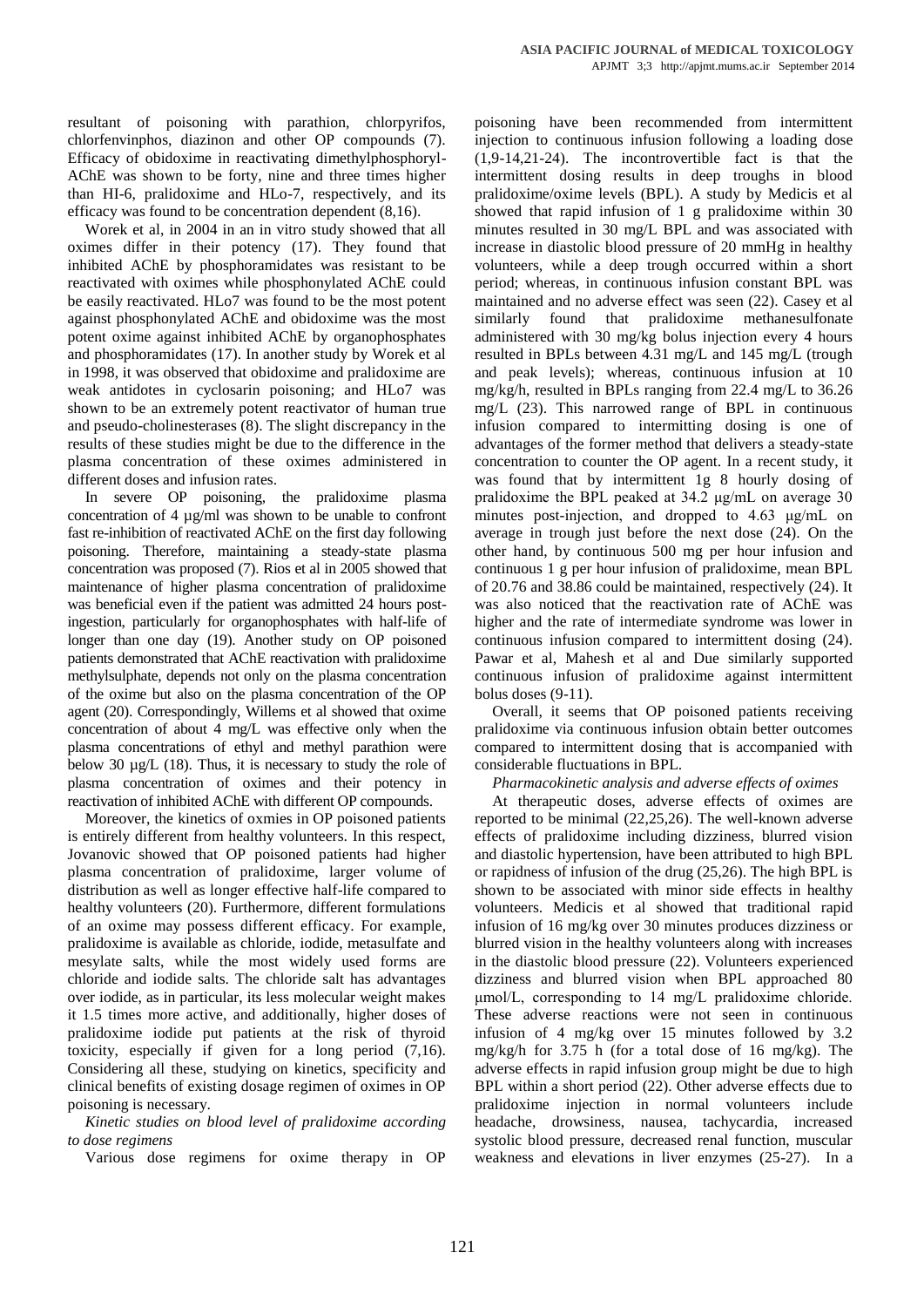resultant of poisoning with parathion, chlorpyrifos, chlorfenvinphos, diazinon and other OP compounds (7). Efficacy of obidoxime in reactivating dimethylphosphoryl-AChE was shown to be forty, nine and three times higher than HI-6, pralidoxime and HLo-7, respectively, and its efficacy was found to be concentration dependent (8,16).

Worek et al, in 2004 in an in vitro study showed that all oximes differ in their potency (17). They found that inhibited AChE by phosphoramidates was resistant to be reactivated with oximes while phosphonylated AChE could be easily reactivated. HLo7 was found to be the most potent against phosphonylated AChE and obidoxime was the most potent oxime against inhibited AChE by organophosphates and phosphoramidates (17). In another study by Worek et al in 1998, it was observed that obidoxime and pralidoxime are weak antidotes in cyclosarin poisoning; and HLo7 was shown to be an extremely potent reactivator of human true and pseudo-cholinesterases (8). The slight discrepancy in the results of these studies might be due to the difference in the plasma concentration of these oximes administered in different doses and infusion rates.

In severe OP poisoning, the pralidoxime plasma concentration of 4 µg/ml was shown to be unable to confront fast re-inhibition of reactivated AChE on the first day following poisoning. Therefore, maintaining a steady-state plasma concentration was proposed (7). Rios et al in 2005 showed that maintenance of higher plasma concentration of pralidoxime was beneficial even if the patient was admitted 24 hours post-ingestion, particularly for organophosphates with half-life of longer than one day (19). Another study on OP poisoned patients demonstrated that AChE reactivation with pralidoxime methylsulphate, depends not only on the plasma concentration of the oxime but also on the plasma concentration of the OP agent (20). Correspondingly, Willems et al showed that oxime concentration of about 4 mg/L was effective only when the plasma concentrations of ethyl and methyl parathion were below 30 µg/L (18). Thus, it is necessary to study the role of plasma concentration of oximes and their potency in reactivation of inhibited AChE with different OP compounds.

Moreover, the kinetics of oxmies in OP poisoned patients is entirely different from healthy volunteers. In this respect, Jovanovic showed that OP poisoned patients had higher plasma concentration of pralidoxime, larger volume of distribution as well as longer effective half-life compared to healthy volunteers (20). Furthermore, different formulations of an oxime may possess different efficacy. For example, pralidoxime is available as chloride, iodide, metasulfate and mesylate salts, while the most widely used forms are chloride and iodide salts. The chloride salt has advantages over iodide, as in particular, its less molecular weight makes it 1.5 times more active, and additionally, higher doses of pralidoxime iodide put patients at the risk of thyroid toxicity, especially if given for a long period (7,16). Considering all these, studying on kinetics, specificity and clinical benefits of existing dosage regimen of oximes in OP poisoning is necessary.

*Kinetic studies on blood level of pralidoxime according to dose regimens*

Various dose regimens for oxime therapy in OP poisoning have been recommended from intermittent injection to continuous infusion following a loading dose (1,9-14,21-24). The incontrovertible fact is that the intermittent dosing results in deep troughs in blood pralidoxime/oxime levels (BPL). A study by Medicis et al showed that rapid infusion of 1 g pralidoxime within 30 minutes resulted in 30 mg/L BPL and was associated with increase in diastolic blood pressure of 20 mmHg in healthy volunteers, while a deep trough occurred within a short period; whereas, in continuous infusion constant BPL was maintained and no adverse effect was seen (22). Casey et al similarly found that pralidoxime methanesulfonate administered with 30 mg/kg bolus injection every 4 hours resulted in BPLs between 4.31 mg/L and 145 mg/L (trough and peak levels); whereas, continuous infusion at 10 mg/kg/h, resulted in BPLs ranging from 22.4 mg/L to 36.26 mg/L (23). This narrowed range of BPL in continuous infusion compared to intermitting dosing is one of advantages of the former method that delivers a steady-state concentration to counter the OP agent. In a recent study, it was found that by intermittent 1g 8 hourly dosing of pralidoxime the BPL peaked at 34.2 µg/mL on average 30 minutes post-injection, and dropped to 4.63 µg/mL on average in trough just before the next dose (24). On the other hand, by continuous 500 mg per hour infusion and continuous 1 g per hour infusion of pralidoxime, mean BPL of 20.76 and 38.86 could be maintained, respectively (24). It was also noticed that the reactivation rate of AChE was higher and the rate of intermediate syndrome was lower in continuous infusion compared to intermittent dosing (24). Pawar et al, Mahesh et al and Due similarly supported continuous infusion of pralidoxime against intermittent bolus doses (9-11).

Overall, it seems that OP poisoned patients receiving pralidoxime via continuous infusion obtain better outcomes compared to intermittent dosing that is accompanied with considerable fluctuations in BPL.

*Pharmacokinetic analysis and adverse effects of oximes*

At therapeutic doses, adverse effects of oximes are reported to be minimal (22,25,26). The well-known adverse effects of pralidoxime including dizziness, blurred vision and diastolic hypertension, have been attributed to high BPL or rapidness of infusion of the drug (25,26). The high BPL is shown to be associated with minor side effects in healthy volunteers. Medicis et al showed that traditional rapid infusion of 16 mg/kg over 30 minutes produces dizziness or blurred vision in the healthy volunteers along with increases in the diastolic blood pressure (22). Volunteers experienced dizziness and blurred vision when BPL approached 80 µmol/L, corresponding to 14 mg/L pralidoxime chloride. These adverse reactions were not seen in continuous infusion of 4 mg/kg over 15 minutes followed by 3.2 mg/kg/h for 3.75 h (for a total dose of 16 mg/kg). The adverse effects in rapid infusion group might be due to high BPL within a short period (22). Other adverse effects due to pralidoxime injection in normal volunteers include headache, drowsiness, nausea, tachycardia, increased systolic blood pressure, decreased renal function, muscular weakness and elevations in liver enzymes (25-27). In a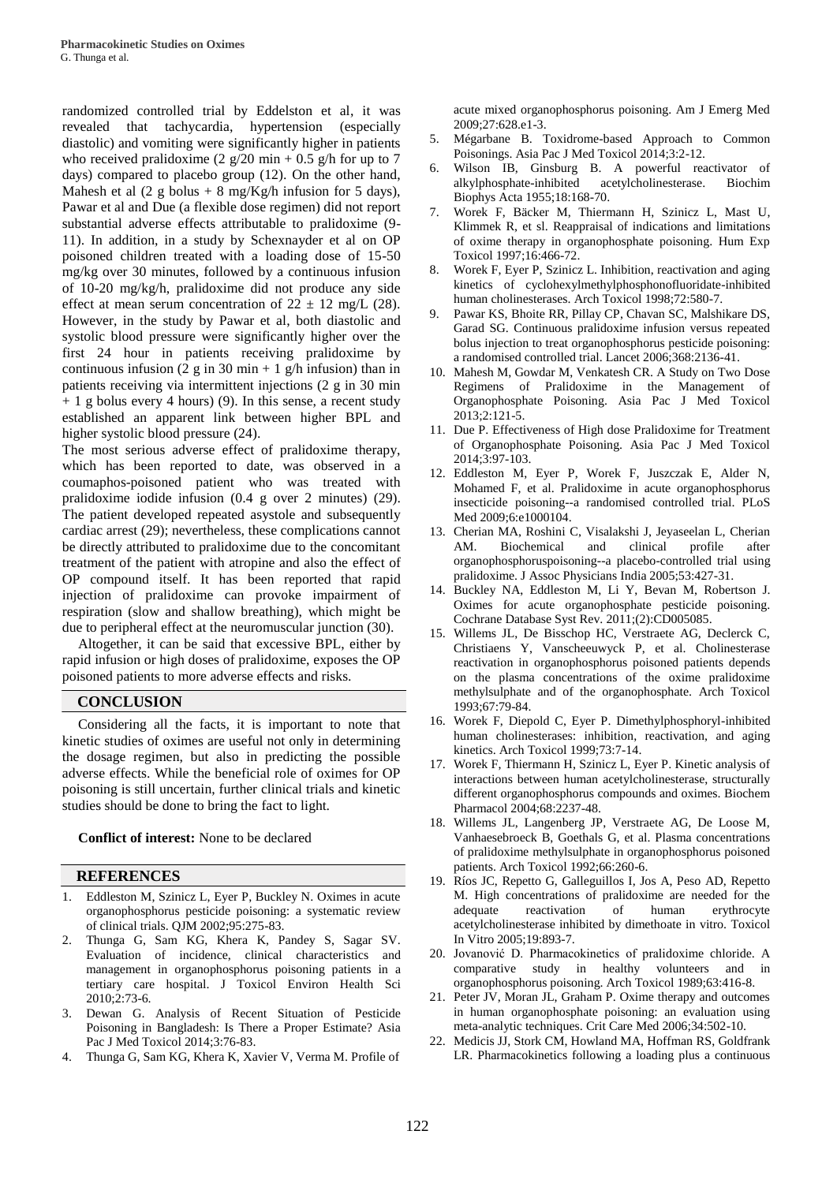randomized controlled trial by Eddelston et al, it was revealed that tachycardia, hypertension (especially diastolic) and vomiting were significantly higher in patients who received pralidoxime (2 g/20 min + 0.5 g/h for up to 7 days) compared to placebo group (12). On the other hand, Mahesh et al (2 g bolus + 8 mg/Kg/h infusion for 5 days), Pawar et al and Due (a flexible dose regimen) did not report substantial adverse effects attributable to pralidoxime (9-11). In addition, in a study by Schexnayder et al on OP poisoned children treated with a loading dose of 15-50 mg/kg over 30 minutes, followed by a continuous infusion of 10-20 mg/kg/h, pralidoxime did not produce any side effect at mean serum concentration of $22 \pm 12$ mg/L (28). However, in the study by Pawar et al, both diastolic and systolic blood pressure were significantly higher over the first 24 hour in patients receiving pralidoxime by continuous infusion (2 g in 30 min + 1 g/h infusion) than in patients receiving via intermittent injections (2 g in 30 min + 1 g bolus every 4 hours) (9). In this sense, a recent study established an apparent link between higher BPL and higher systolic blood pressure (24).

The most serious adverse effect of pralidoxime therapy, which has been reported to date, was observed in a coumaphos-poisoned patient who was treated with pralidoxime iodide infusion (0.4 g over 2 minutes) (29). The patient developed repeated asystole and subsequently cardiac arrest (29); nevertheless, these complications cannot be directly attributed to pralidoxime due to the concomitant treatment of the patient with atropine and also the effect of OP compound itself. It has been reported that rapid injection of pralidoxime can provoke impairment of respiration (slow and shallow breathing), which might be due to peripheral effect at the neuromuscular junction (30).

Altogether, it can be said that excessive BPL, either by rapid infusion or high doses of pralidoxime, exposes the OP poisoned patients to more adverse effects and risks.

## CONCLUSION

Considering all the facts, it is important to note that kinetic studies of oximes are useful not only in determining the dosage regimen, but also in predicting the possible adverse effects. While the beneficial role of oximes for OP poisoning is still uncertain, further clinical trials and kinetic studies should be done to bring the fact to light.

**Conflict of interest:** None to be declared

## REFERENCES

1. Eddleston M, Szinicz L, Eyer P, Buckley N. Oximes in acute organophosphorus pesticide poisoning: a systematic review of clinical trials. QJM 2002;95:275-83.
2. Thunga G, Sam KG, Khera K, Pandey S, Sagar SV. Evaluation of incidence, clinical characteristics and management in organophosphorus poisoning patients in a tertiary care hospital. J Toxicol Environ Health Sci 2010;2:73-6.
3. Dewan G. Analysis of Recent Situation of Pesticide Poisoning in Bangladesh: Is There a Proper Estimate? Asia Pac J Med Toxicol 2014;3:76-83.
4. Thunga G, Sam KG, Khera K, Xavier V, Verma M. Profile of acute mixed organophosphorus poisoning. Am J Emerg Med 2009;27:628.e1-3.
5. Mégarbane B. Toxidrome-based Approach to Common Poisonings. Asia Pac J Med Toxicol 2014;3:2-12.
6. Wilson IB, Ginsburg B. A powerful reactivator of alkylphosphate-inhibited acetylcholinesterase. Biochim Biophys Acta 1955;18:168-70.
7. Worek F, Bäcker M, Thiermann H, Szinicz L, Mast U, Klimmek R, et sl. Reappraisal of indications and limitations of oxime therapy in organophosphate poisoning. Hum Exp Toxicol 1997;16:466-72.
8. Worek F, Eyer P, Szinicz L. Inhibition, reactivation and aging kinetics of cyclohexylmethylphosphonofluoridate-inhibited human cholinesterases. Arch Toxicol 1998;72:580-7.
9. Pawar KS, Bhoite RR, Pillay CP, Chavan SC, Malshikare DS, Garad SG. Continuous pralidoxime infusion versus repeated bolus injection to treat organophosphorus pesticide poisoning: a randomised controlled trial. Lancet 2006;368:2136-41.
10. Mahesh M, Gowdar M, Venkatesh CR. A Study on Two Dose Regimens of Pralidoxime in the Management of Organophosphate Poisoning. Asia Pac J Med Toxicol 2013;2:121-5.
11. Due P. Effectiveness of High dose Pralidoxime for Treatment of Organophosphate Poisoning. Asia Pac J Med Toxicol 2014;3:97-103.
12. Eddleston M, Eyer P, Worek F, Juszczak E, Alder N, Mohamed F, et al. Pralidoxime in acute organophosphorus insecticide poisoning--a randomised controlled trial. PLoS Med 2009;6:e1000104.
13. Cherian MA, Roshini C, Visalakshi J, Jeyaseelan L, Cherian AM. Biochemical and clinical profile after organophosphoruspoisoning--a placebo-controlled trial using pralidoxime. J Assoc Physicians India 2005;53:427-31.
14. Buckley NA, Eddleston M, Li Y, Bevan M, Robertson J. Oximes for acute organophosphate pesticide poisoning. Cochrane Database Syst Rev. 2011;(2):CD005085.
15. Willems JL, De Bisschop HC, Verstraete AG, Declerck C, Christiaens Y, Vanscheeuwyck P, et al. Cholinesterase reactivation in organophosphorus poisoned patients depends on the plasma concentrations of the oxime pralidoxime methylsulphate and of the organophosphate. Arch Toxicol 1993;67:79-84.
16. Worek F, Diepold C, Eyer P. Dimethylphosphoryl-inhibited human cholinesterases: inhibition, reactivation, and aging kinetics. Arch Toxicol 1999;73:7-14.
17. Worek F, Thiermann H, Szinicz L, Eyer P. Kinetic analysis of interactions between human acetylcholinesterase, structurally different organophosphorus compounds and oximes. Biochem Pharmacol 2004;68:2237-48.
18. Willems JL, Langenberg JP, Verstraete AG, De Loose M, Vanhaesebroeck B, Goethals G, et al. Plasma concentrations of pralidoxime methylsulphate in organophosphorus poisoned patients. Arch Toxicol 1992;66:260-6.
19. Ríos JC, Repetto G, Galleguillos I, Jos A, Peso AD, Repetto M. High concentrations of pralidoxime are needed for the adequate reactivation of human erythrocyte acetylcholinesterase inhibited by dimethoate in vitro. Toxicol In Vitro 2005;19:893-7.
20. Jovanović D. Pharmacokinetics of pralidoxime chloride. A comparative study in healthy volunteers and in organophosphorus poisoning. Arch Toxicol 1989;63:416-8.
21. Peter JV, Moran JL, Graham P. Oxime therapy and outcomes in human organophosphate poisoning: an evaluation using meta-analytic techniques. Crit Care Med 2006;34:502-10.
22. Medicis JJ, Stork CM, Howland MA, Hoffman RS, Goldfrank LR. Pharmacokinetics following a loading plus a continuous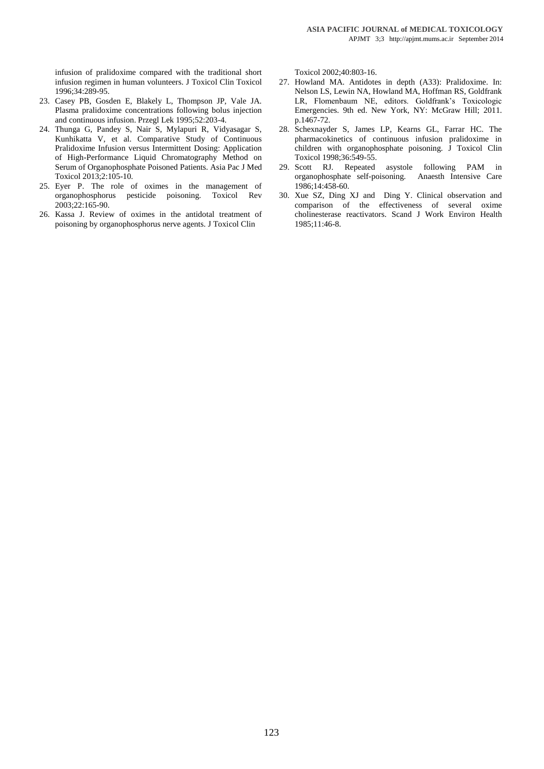infusion of pralidoxime compared with the traditional short infusion regimen in human volunteers. J Toxicol Clin Toxicol 1996;34:289-95.

23. Casey PB, Gosden E, Blakely L, Thompson JP, Vale JA. Plasma pralidoxime concentrations following bolus injection and continuous infusion. Przegl Lek 1995;52:203-4.
24. Thunga G, Pandey S, Nair S, Mylapuri R, Vidyasagar S, Kunhikatta V, et al. Comparative Study of Continuous Pralidoxime Infusion versus Intermittent Dosing: Application of High-Performance Liquid Chromatography Method on Serum of Organophosphate Poisoned Patients. Asia Pac J Med Toxicol 2013;2:105-10.
25. Eyer P. The role of oximes in the management of organophosphorus pesticide poisoning. Toxicol Rev 2003;22:165-90.
26. Kassa J. Review of oximes in the antidotal treatment of poisoning by organophosphorus nerve agents. J Toxicol Clin Toxicol 2002;40:803-16.
27. Howland MA. Antidotes in depth (A33): Pralidoxime. In: Nelson LS, Lewin NA, Howland MA, Hoffman RS, Goldfrank LR, Flomenbaum NE, editors. Goldfrank's Toxicologic Emergencies. 9th ed. New York, NY: McGraw Hill; 2011. p.1467-72.
28. Schexnayder S, James LP, Kearns GL, Farrar HC. The pharmacokinetics of continuous infusion pralidoxime in children with organophosphate poisoning. J Toxicol Clin Toxicol 1998;36:549-55.
29. Scott RJ. Repeated asystole following PAM in organophosphate self-poisoning. Anaesth Intensive Care 1986;14:458-60.
30. Xue SZ, Ding XJ and Ding Y. Clinical observation and comparison of the effectiveness of several oxime cholinesterase reactivators. Scand J Work Environ Health 1985;11:46-8.